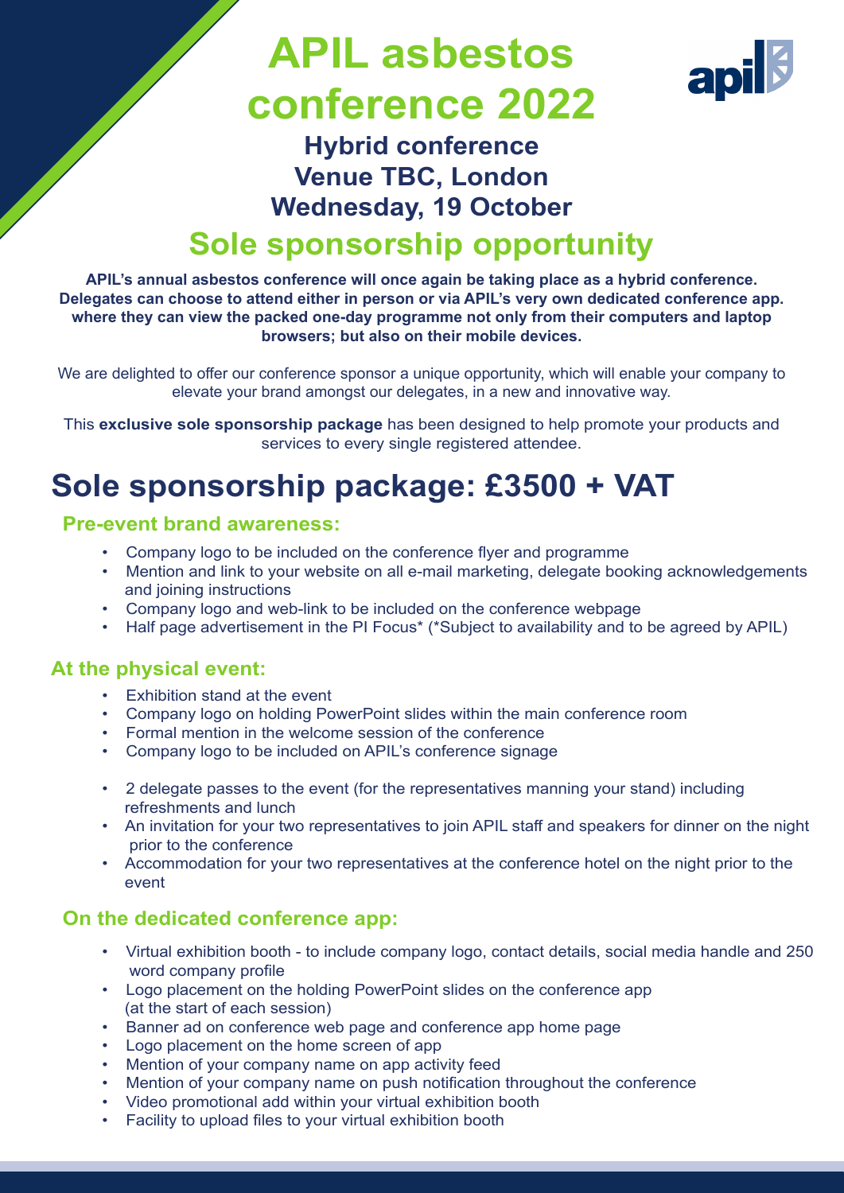# APIL asbestos conference 2022

### Hybrid conference
### Venue TBC, London
### Wednesday, 19 October

## Sole sponsorship opportunity

**APIL's annual asbestos conference will once again be taking place as a hybrid conference. Delegates can choose to attend either in person or via APIL's very own dedicated conference app. where they can view the packed one-day programme not only from their computers and laptop browsers; but also on their mobile devices.**

We are delighted to offer our conference sponsor a unique opportunity, which will enable your company to elevate your brand amongst our delegates, in a new and innovative way.

This **exclusive sole sponsorship package** has been designed to help promote your products and services to every single registered attendee.

## Sole sponsorship package: £3500 + VAT

### Pre-event brand awareness:

- Company logo to be included on the conference flyer and programme
- Mention and link to your website on all e-mail marketing, delegate booking acknowledgements and joining instructions
- Company logo and web-link to be included on the conference webpage
- Half page advertisement in the PI Focus* (*Subject to availability and to be agreed by APIL)

### At the physical event:

- Exhibition stand at the event
- Company logo on holding PowerPoint slides within the main conference room
- Formal mention in the welcome session of the conference
- Company logo to be included on APIL's conference signage

- 2 delegate passes to the event (for the representatives manning your stand) including refreshments and lunch
- An invitation for your two representatives to join APIL staff and speakers for dinner on the night prior to the conference
- Accommodation for your two representatives at the conference hotel on the night prior to the event

### On the dedicated conference app:

- Virtual exhibition booth - to include company logo, contact details, social media handle and 250 word company profile
- Logo placement on the holding PowerPoint slides on the conference app (at the start of each session)
- Banner ad on conference web page and conference app home page
- Logo placement on the home screen of app
- Mention of your company name on app activity feed
- Mention of your company name on push notification throughout the conference
- Video promotional add within your virtual exhibition booth
- Facility to upload files to your virtual exhibition booth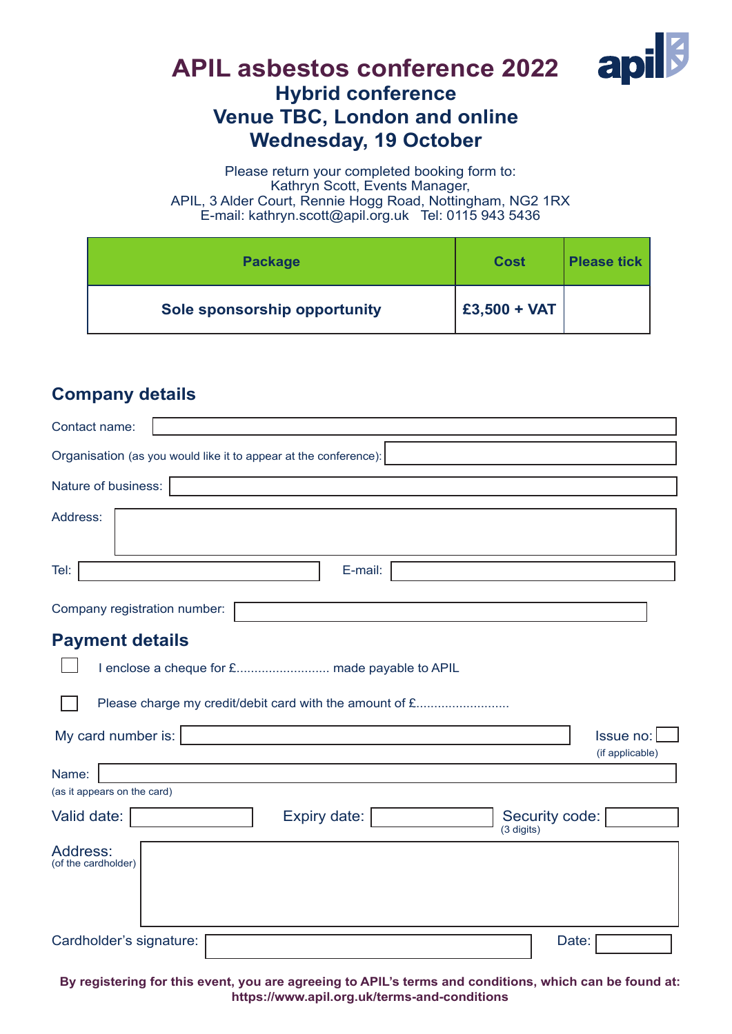# APIL asbestos conference 2022

## Hybrid conference
## Venue TBC, London and online
## Wednesday, 19 October

Please return your completed booking form to:
Kathryn Scott, Events Manager,
APIL, 3 Alder Court, Rennie Hogg Road, Nottingham, NG2 1RX
E-mail: kathryn.scott@apil.org.uk   Tel: 0115 943 5436

| Package | Cost | Please tick |
|---|---|---|
| **Sole sponsorship opportunity** | **£3,500 + VAT** | |

## Company details

Contact name:

Organisation (as you would like it to appear at the conference):

Nature of business:

Address:

Tel:   E-mail:

Company registration number:

## Payment details

☐ I enclose a cheque for £......................... made payable to APIL

☐ Please charge my credit/debit card with the amount of £.........................

My card number is:   Issue no: (if applicable)

Name: (as it appears on the card)

Valid date:   Expiry date:   Security code: (3 digits)

Address: (of the cardholder)

Cardholder's signature:   Date:

**By registering for this event, you are agreeing to APIL's terms and conditions, which can be found at: https://www.apil.org.uk/terms-and-conditions**